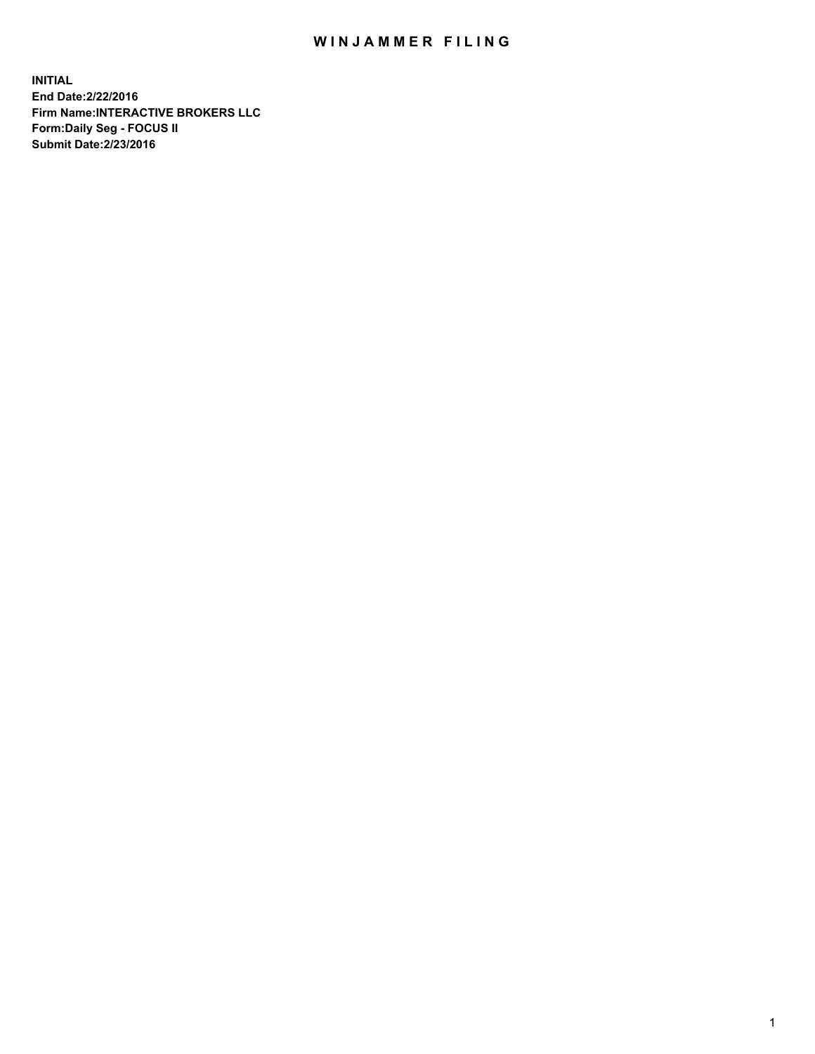# WINJAMMER FILING

**INITIAL**
**End Date:2/22/2016**
**Firm Name:INTERACTIVE BROKERS LLC**
**Form:Daily Seg - FOCUS II**
**Submit Date:2/23/2016**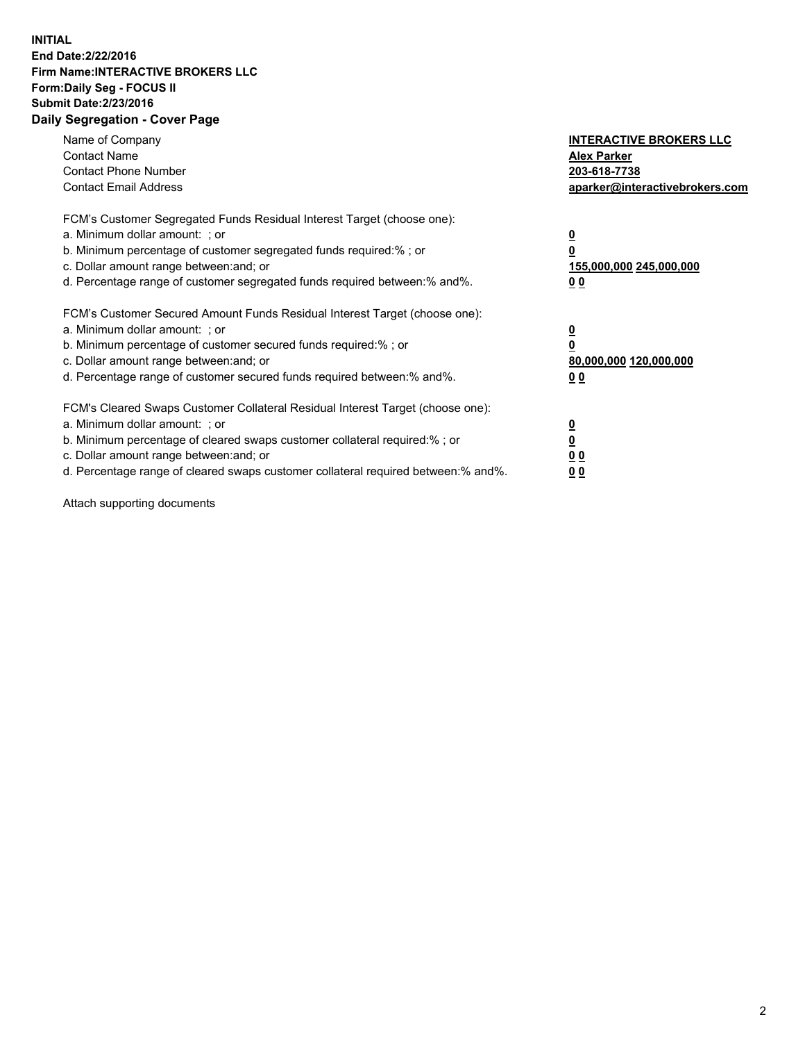**INITIAL**
**End Date:2/22/2016**
**Firm Name:INTERACTIVE BROKERS LLC**
**Form:Daily Seg - FOCUS II**
**Submit Date:2/23/2016**

## Daily Segregation - Cover Page

| | |
|---|---|
| Name of Company | **INTERACTIVE BROKERS LLC** |
| Contact Name | **Alex Parker** |
| Contact Phone Number | **203-618-7738** |
| Contact Email Address | **aparker@interactivebrokers.com** |

FCM's Customer Segregated Funds Residual Interest Target (choose one):

| | |
|---|---|
| a. Minimum dollar amount: ; or | **0** |
| b. Minimum percentage of customer segregated funds required:% ; or | **0** |
| c. Dollar amount range between:and; or | **155,000,000 245,000,000** |
| d. Percentage range of customer segregated funds required between:% and%. | **0 0** |

FCM's Customer Secured Amount Funds Residual Interest Target (choose one):

| | |
|---|---|
| a. Minimum dollar amount: ; or | **0** |
| b. Minimum percentage of customer secured funds required:% ; or | **0** |
| c. Dollar amount range between:and; or | **80,000,000 120,000,000** |
| d. Percentage range of customer secured funds required between:% and%. | **0 0** |

FCM's Cleared Swaps Customer Collateral Residual Interest Target (choose one):

| | |
|---|---|
| a. Minimum dollar amount: ; or | **0** |
| b. Minimum percentage of cleared swaps customer collateral required:% ; or | **0** |
| c. Dollar amount range between:and; or | **0 0** |
| d. Percentage range of cleared swaps customer collateral required between:% and%. | **0 0** |

Attach supporting documents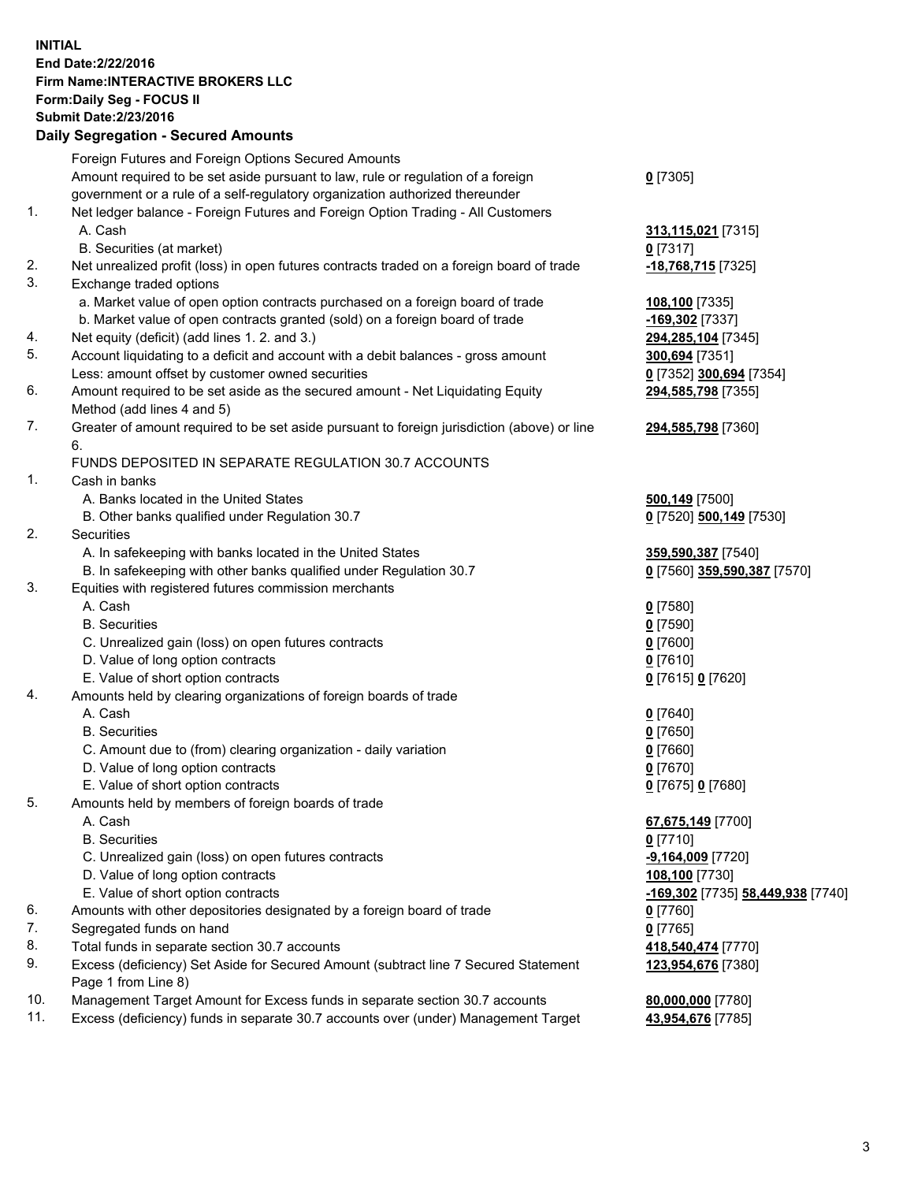**INITIAL**
**End Date:2/22/2016**
**Firm Name:INTERACTIVE BROKERS LLC**
**Form:Daily Seg - FOCUS II**
**Submit Date:2/23/2016**

## Daily Segregation - Secured Amounts

| | | |
|---|---|---|
| | Foreign Futures and Foreign Options Secured Amounts | |
| | Amount required to be set aside pursuant to law, rule or regulation of a foreign government or a rule of a self-regulatory organization authorized thereunder | **0** [7305] |
| 1. | Net ledger balance - Foreign Futures and Foreign Option Trading - All Customers | |
| | A. Cash | **313,115,021** [7315] |
| | B. Securities (at market) | **0** [7317] |
| 2. | Net unrealized profit (loss) in open futures contracts traded on a foreign board of trade | **-18,768,715** [7325] |
| 3. | Exchange traded options | |
| | a. Market value of open option contracts purchased on a foreign board of trade | **108,100** [7335] |
| | b. Market value of open contracts granted (sold) on a foreign board of trade | **-169,302** [7337] |
| 4. | Net equity (deficit) (add lines 1. 2. and 3.) | **294,285,104** [7345] |
| 5. | Account liquidating to a deficit and account with a debit balances - gross amount | **300,694** [7351] |
| | Less: amount offset by customer owned securities | **0** [7352] **300,694** [7354] |
| 6. | Amount required to be set aside as the secured amount - Net Liquidating Equity Method (add lines 4 and 5) | **294,585,798** [7355] |
| 7. | Greater of amount required to be set aside pursuant to foreign jurisdiction (above) or line 6. | **294,585,798** [7360] |
| | FUNDS DEPOSITED IN SEPARATE REGULATION 30.7 ACCOUNTS | |
| 1. | Cash in banks | |
| | A. Banks located in the United States | **500,149** [7500] |
| | B. Other banks qualified under Regulation 30.7 | **0** [7520] **500,149** [7530] |
| 2. | Securities | |
| | A. In safekeeping with banks located in the United States | **359,590,387** [7540] |
| | B. In safekeeping with other banks qualified under Regulation 30.7 | **0** [7560] **359,590,387** [7570] |
| 3. | Equities with registered futures commission merchants | |
| | A. Cash | **0** [7580] |
| | B. Securities | **0** [7590] |
| | C. Unrealized gain (loss) on open futures contracts | **0** [7600] |
| | D. Value of long option contracts | **0** [7610] |
| | E. Value of short option contracts | **0** [7615] **0** [7620] |
| 4. | Amounts held by clearing organizations of foreign boards of trade | |
| | A. Cash | **0** [7640] |
| | B. Securities | **0** [7650] |
| | C. Amount due to (from) clearing organization - daily variation | **0** [7660] |
| | D. Value of long option contracts | **0** [7670] |
| | E. Value of short option contracts | **0** [7675] **0** [7680] |
| 5. | Amounts held by members of foreign boards of trade | |
| | A. Cash | **67,675,149** [7700] |
| | B. Securities | **0** [7710] |
| | C. Unrealized gain (loss) on open futures contracts | **-9,164,009** [7720] |
| | D. Value of long option contracts | **108,100** [7730] |
| | E. Value of short option contracts | **-169,302** [7735] **58,449,938** [7740] |
| 6. | Amounts with other depositories designated by a foreign board of trade | **0** [7760] |
| 7. | Segregated funds on hand | **0** [7765] |
| 8. | Total funds in separate section 30.7 accounts | **418,540,474** [7770] |
| 9. | Excess (deficiency) Set Aside for Secured Amount (subtract line 7 Secured Statement Page 1 from Line 8) | **123,954,676** [7380] |
| 10. | Management Target Amount for Excess funds in separate section 30.7 accounts | **80,000,000** [7780] |
| 11. | Excess (deficiency) funds in separate 30.7 accounts over (under) Management Target | **43,954,676** [7785] |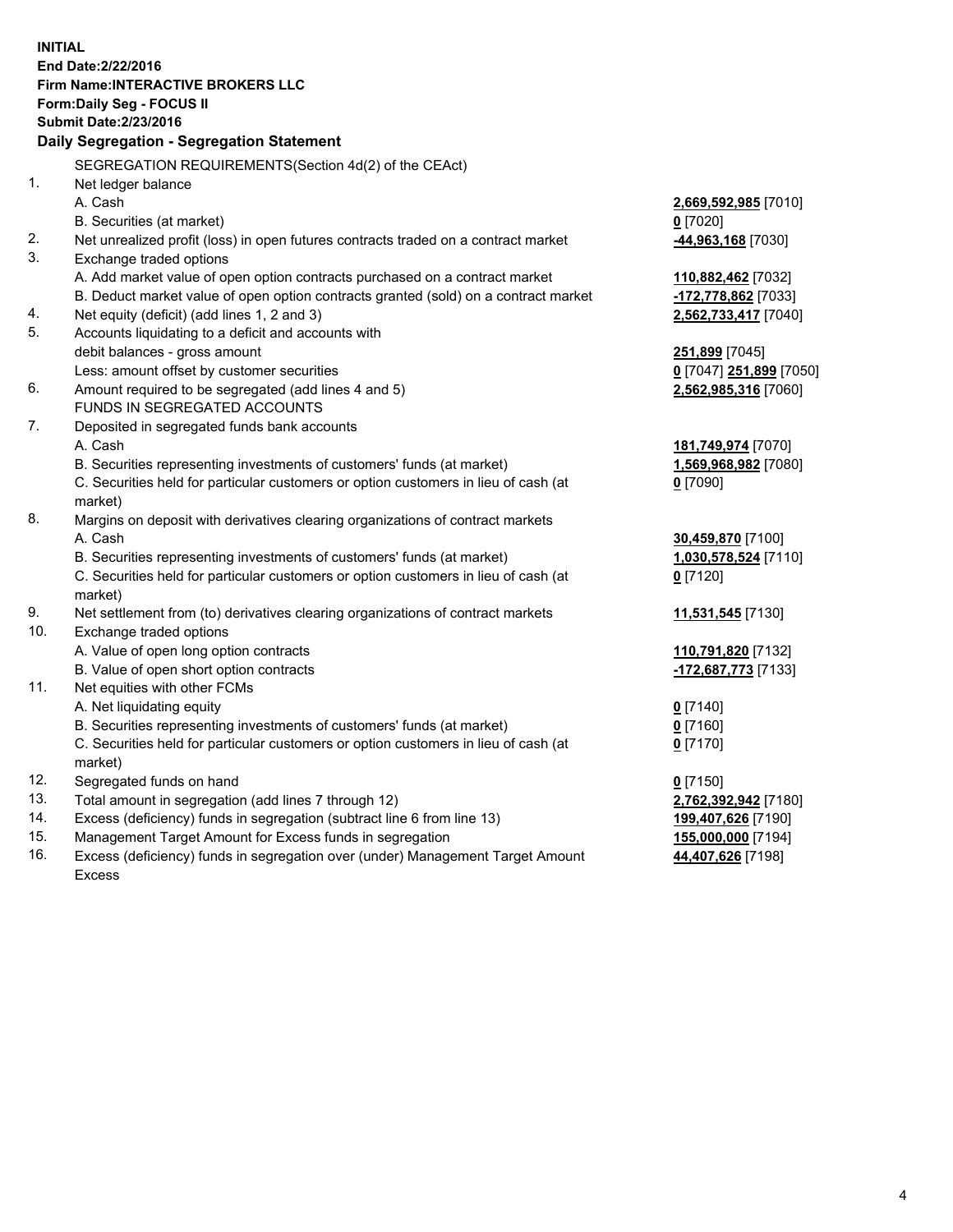**INITIAL**
**End Date:2/22/2016**
**Firm Name:INTERACTIVE BROKERS LLC**
**Form:Daily Seg - FOCUS II**
**Submit Date:2/23/2016**

**Daily Segregation - Segregation Statement**

| | | |
|---|---|---|
| | SEGREGATION REQUIREMENTS(Section 4d(2) of the CEAct) | |
| 1. | Net ledger balance | |
| | A. Cash | **2,669,592,985** [7010] |
| | B. Securities (at market) | **0** [7020] |
| 2. | Net unrealized profit (loss) in open futures contracts traded on a contract market | **-44,963,168** [7030] |
| 3. | Exchange traded options | |
| | A. Add market value of open option contracts purchased on a contract market | **110,882,462** [7032] |
| | B. Deduct market value of open option contracts granted (sold) on a contract market | **-172,778,862** [7033] |
| 4. | Net equity (deficit) (add lines 1, 2 and 3) | **2,562,733,417** [7040] |
| 5. | Accounts liquidating to a deficit and accounts with | |
| | debit balances - gross amount | **251,899** [7045] |
| | Less: amount offset by customer securities | **0** [7047] **251,899** [7050] |
| 6. | Amount required to be segregated (add lines 4 and 5) | **2,562,985,316** [7060] |
| | FUNDS IN SEGREGATED ACCOUNTS | |
| 7. | Deposited in segregated funds bank accounts | |
| | A. Cash | **181,749,974** [7070] |
| | B. Securities representing investments of customers' funds (at market) | **1,569,968,982** [7080] |
| | C. Securities held for particular customers or option customers in lieu of cash (at market) | **0** [7090] |
| 8. | Margins on deposit with derivatives clearing organizations of contract markets | |
| | A. Cash | **30,459,870** [7100] |
| | B. Securities representing investments of customers' funds (at market) | **1,030,578,524** [7110] |
| | C. Securities held for particular customers or option customers in lieu of cash (at market) | **0** [7120] |
| 9. | Net settlement from (to) derivatives clearing organizations of contract markets | **11,531,545** [7130] |
| 10. | Exchange traded options | |
| | A. Value of open long option contracts | **110,791,820** [7132] |
| | B. Value of open short option contracts | **-172,687,773** [7133] |
| 11. | Net equities with other FCMs | |
| | A. Net liquidating equity | **0** [7140] |
| | B. Securities representing investments of customers' funds (at market) | **0** [7160] |
| | C. Securities held for particular customers or option customers in lieu of cash (at market) | **0** [7170] |
| 12. | Segregated funds on hand | **0** [7150] |
| 13. | Total amount in segregation (add lines 7 through 12) | **2,762,392,942** [7180] |
| 14. | Excess (deficiency) funds in segregation (subtract line 6 from line 13) | **199,407,626** [7190] |
| 15. | Management Target Amount for Excess funds in segregation | **155,000,000** [7194] |
| 16. | Excess (deficiency) funds in segregation over (under) Management Target Amount Excess | **44,407,626** [7198] |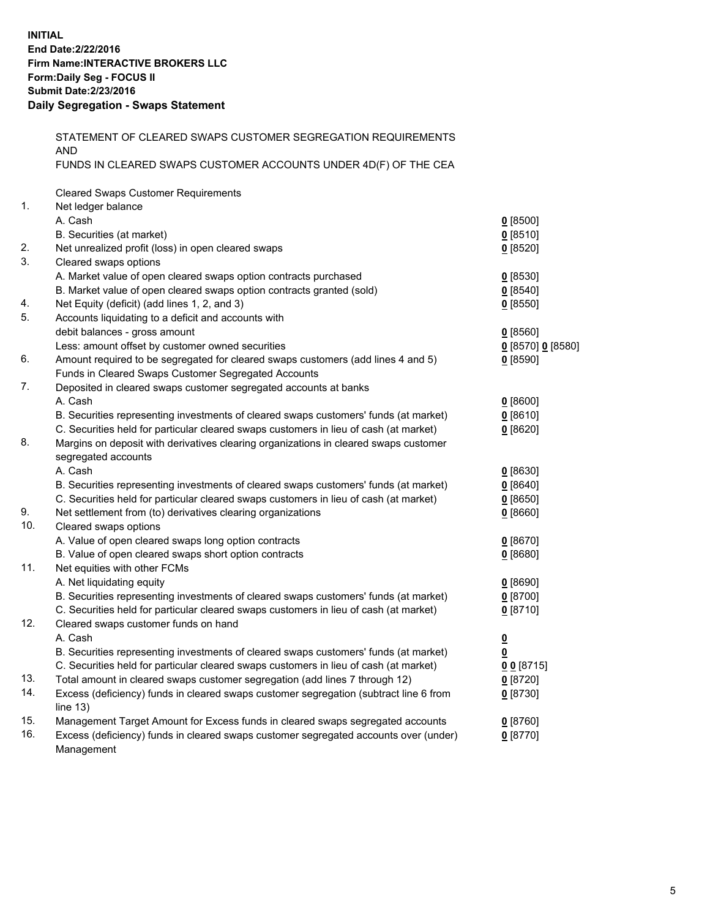**INITIAL**
**End Date:2/22/2016**
**Firm Name:INTERACTIVE BROKERS LLC**
**Form:Daily Seg - FOCUS II**
**Submit Date:2/23/2016**
**Daily Segregation - Swaps Statement**

STATEMENT OF CLEARED SWAPS CUSTOMER SEGREGATION REQUIREMENTS AND FUNDS IN CLEARED SWAPS CUSTOMER ACCOUNTS UNDER 4D(F) OF THE CEA

| | | |
|---|---|---|
| | Cleared Swaps Customer Requirements | |
| 1. | Net ledger balance | |
| | A. Cash | 0 [8500] |
| | B. Securities (at market) | 0 [8510] |
| 2. | Net unrealized profit (loss) in open cleared swaps | 0 [8520] |
| 3. | Cleared swaps options | |
| | A. Market value of open cleared swaps option contracts purchased | 0 [8530] |
| | B. Market value of open cleared swaps option contracts granted (sold) | 0 [8540] |
| 4. | Net Equity (deficit) (add lines 1, 2, and 3) | 0 [8550] |
| 5. | Accounts liquidating to a deficit and accounts with debit balances - gross amount | 0 [8560] |
| | Less: amount offset by customer owned securities | 0 [8570] 0 [8580] |
| 6. | Amount required to be segregated for cleared swaps customers (add lines 4 and 5) | 0 [8590] |
| | Funds in Cleared Swaps Customer Segregated Accounts | |
| 7. | Deposited in cleared swaps customer segregated accounts at banks | |
| | A. Cash | 0 [8600] |
| | B. Securities representing investments of cleared swaps customers' funds (at market) | 0 [8610] |
| | C. Securities held for particular cleared swaps customers in lieu of cash (at market) | 0 [8620] |
| 8. | Margins on deposit with derivatives clearing organizations in cleared swaps customer segregated accounts | |
| | A. Cash | 0 [8630] |
| | B. Securities representing investments of cleared swaps customers' funds (at market) | 0 [8640] |
| | C. Securities held for particular cleared swaps customers in lieu of cash (at market) | 0 [8650] |
| 9. | Net settlement from (to) derivatives clearing organizations | 0 [8660] |
| 10. | Cleared swaps options | |
| | A. Value of open cleared swaps long option contracts | 0 [8670] |
| | B. Value of open cleared swaps short option contracts | 0 [8680] |
| 11. | Net equities with other FCMs | |
| | A. Net liquidating equity | 0 [8690] |
| | B. Securities representing investments of cleared swaps customers' funds (at market) | 0 [8700] |
| | C. Securities held for particular cleared swaps customers in lieu of cash (at market) | 0 [8710] |
| 12. | Cleared swaps customer funds on hand | |
| | A. Cash | 0 |
| | B. Securities representing investments of cleared swaps customers' funds (at market) | 0 |
| | C. Securities held for particular cleared swaps customers in lieu of cash (at market) | 0 0 [8715] |
| 13. | Total amount in cleared swaps customer segregation (add lines 7 through 12) | 0 [8720] |
| 14. | Excess (deficiency) funds in cleared swaps customer segregation (subtract line 6 from line 13) | 0 [8730] |
| 15. | Management Target Amount for Excess funds in cleared swaps segregated accounts | 0 [8760] |
| 16. | Excess (deficiency) funds in cleared swaps customer segregated accounts over (under) Management | 0 [8770] |